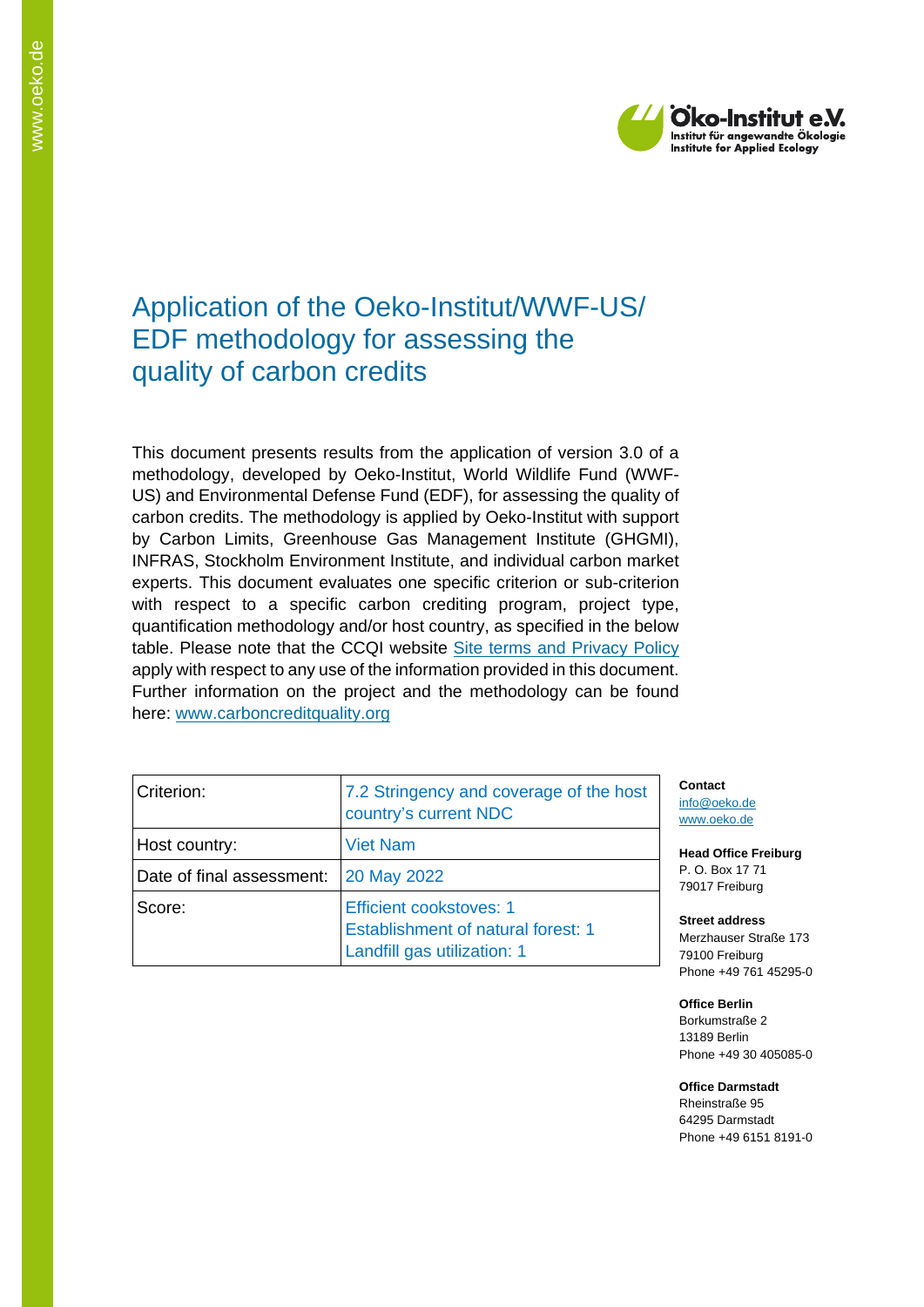Öko-Institut e.V.
Institut für angewandte Ökologie
Institute for Applied Ecology

# Application of the Oeko-Institut/WWF-US/ EDF methodology for assessing the quality of carbon credits

This document presents results from the application of version 3.0 of a methodology, developed by Oeko-Institut, World Wildlife Fund (WWF-US) and Environmental Defense Fund (EDF), for assessing the quality of carbon credits. The methodology is applied by Oeko-Institut with support by Carbon Limits, Greenhouse Gas Management Institute (GHGMI), INFRAS, Stockholm Environment Institute, and individual carbon market experts. This document evaluates one specific criterion or sub-criterion with respect to a specific carbon crediting program, project type, quantification methodology and/or host country, as specified in the below table. Please note that the CCQI website [Site terms and Privacy Policy](Site terms and Privacy Policy) apply with respect to any use of the information provided in this document. Further information on the project and the methodology can be found here: [www.carboncreditquality.org](www.carboncreditquality.org)

| Criterion: | 7.2 Stringency and coverage of the host country's current NDC |
|---|---|
| Host country: | Viet Nam |
| Date of final assessment: | 20 May 2022 |
| Score: | Efficient cookstoves: 1<br>Establishment of natural forest: 1<br>Landfill gas utilization: 1 |

**Contact**
info@oeko.de
www.oeko.de

**Head Office Freiburg**
P. O. Box 17 71
79017 Freiburg

**Street address**
Merzhauser Straße 173
79100 Freiburg
Phone +49 761 45295-0

**Office Berlin**
Borkumstraße 2
13189 Berlin
Phone +49 30 405085-0

**Office Darmstadt**
Rheinstraße 95
64295 Darmstadt
Phone +49 6151 8191-0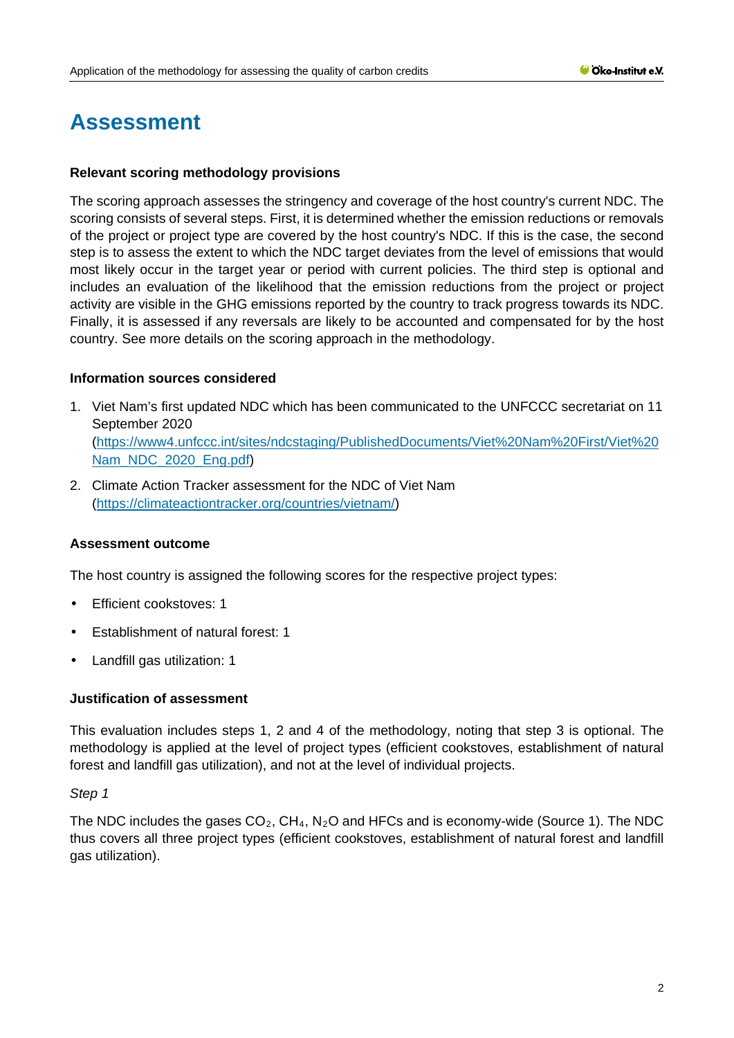# Assessment

**Relevant scoring methodology provisions**

The scoring approach assesses the stringency and coverage of the host country's current NDC. The scoring consists of several steps. First, it is determined whether the emission reductions or removals of the project or project type are covered by the host country's NDC. If this is the case, the second step is to assess the extent to which the NDC target deviates from the level of emissions that would most likely occur in the target year or period with current policies. The third step is optional and includes an evaluation of the likelihood that the emission reductions from the project or project activity are visible in the GHG emissions reported by the country to track progress towards its NDC. Finally, it is assessed if any reversals are likely to be accounted and compensated for by the host country. See more details on the scoring approach in the methodology.

**Information sources considered**

1. Viet Nam's first updated NDC which has been communicated to the UNFCCC secretariat on 11 September 2020 (https://www4.unfccc.int/sites/ndcstaging/PublishedDocuments/Viet%20Nam%20First/Viet%20Nam_NDC_2020_Eng.pdf)
2. Climate Action Tracker assessment for the NDC of Viet Nam (https://climateactiontracker.org/countries/vietnam/)

**Assessment outcome**

The host country is assigned the following scores for the respective project types:

- Efficient cookstoves: 1
- Establishment of natural forest: 1
- Landfill gas utilization: 1

**Justification of assessment**

This evaluation includes steps 1, 2 and 4 of the methodology, noting that step 3 is optional. The methodology is applied at the level of project types (efficient cookstoves, establishment of natural forest and landfill gas utilization), and not at the level of individual projects.

*Step 1*

The NDC includes the gases $CO_2$, $CH_4$, $N_2O$ and HFCs and is economy-wide (Source 1). The NDC thus covers all three project types (efficient cookstoves, establishment of natural forest and landfill gas utilization).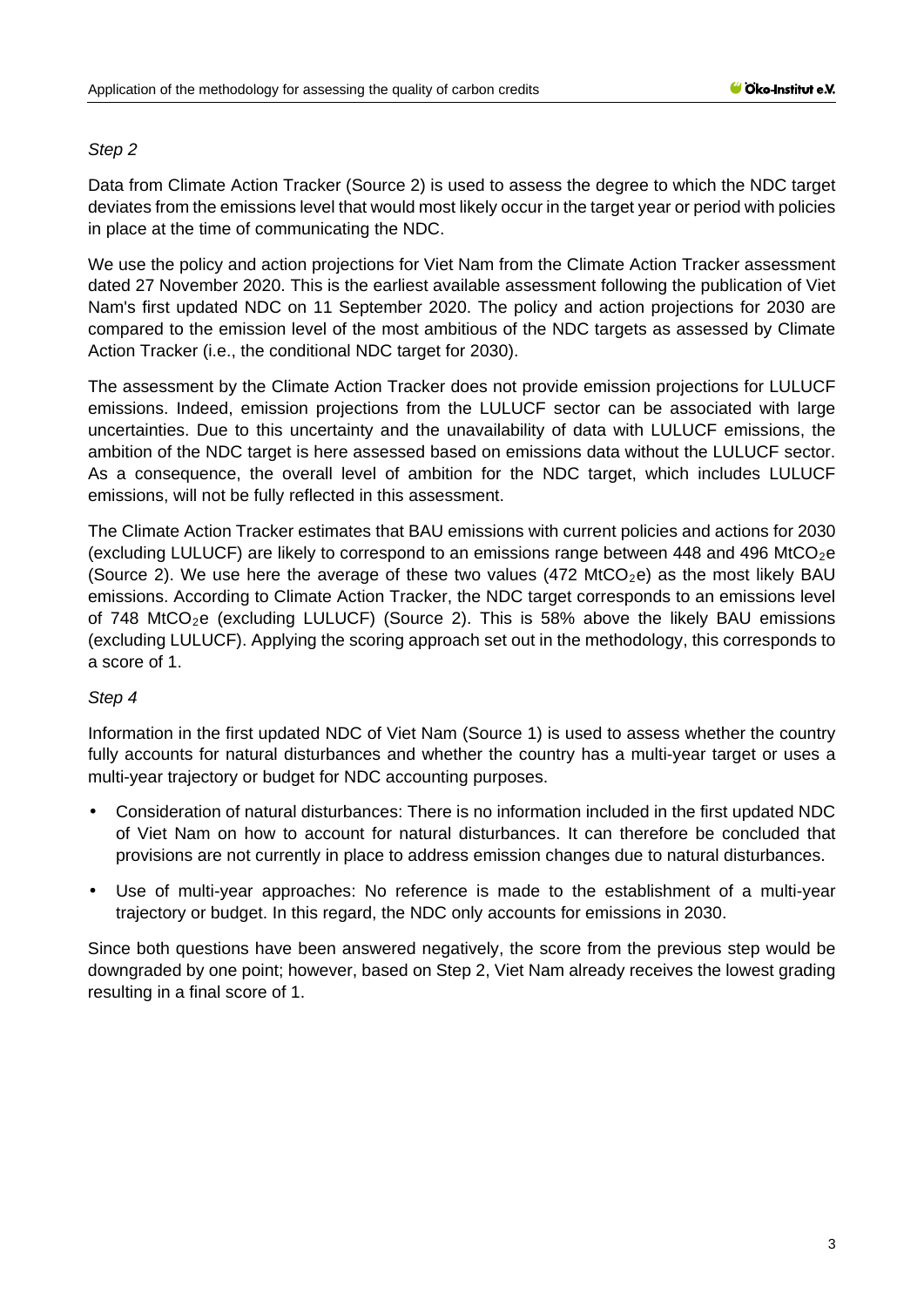*Step 2*

Data from Climate Action Tracker (Source 2) is used to assess the degree to which the NDC target deviates from the emissions level that would most likely occur in the target year or period with policies in place at the time of communicating the NDC.

We use the policy and action projections for Viet Nam from the Climate Action Tracker assessment dated 27 November 2020. This is the earliest available assessment following the publication of Viet Nam's first updated NDC on 11 September 2020. The policy and action projections for 2030 are compared to the emission level of the most ambitious of the NDC targets as assessed by Climate Action Tracker (i.e., the conditional NDC target for 2030).

The assessment by the Climate Action Tracker does not provide emission projections for LULUCF emissions. Indeed, emission projections from the LULUCF sector can be associated with large uncertainties. Due to this uncertainty and the unavailability of data with LULUCF emissions, the ambition of the NDC target is here assessed based on emissions data without the LULUCF sector. As a consequence, the overall level of ambition for the NDC target, which includes LULUCF emissions, will not be fully reflected in this assessment.

The Climate Action Tracker estimates that BAU emissions with current policies and actions for 2030 (excluding LULUCF) are likely to correspond to an emissions range between 448 and 496 $MtCO_2e$ (Source 2). We use here the average of these two values (472 $MtCO_2e$) as the most likely BAU emissions. According to Climate Action Tracker, the NDC target corresponds to an emissions level of 748 $MtCO_2e$ (excluding LULUCF) (Source 2). This is 58% above the likely BAU emissions (excluding LULUCF). Applying the scoring approach set out in the methodology, this corresponds to a score of 1.

*Step 4*

Information in the first updated NDC of Viet Nam (Source 1) is used to assess whether the country fully accounts for natural disturbances and whether the country has a multi-year target or uses a multi-year trajectory or budget for NDC accounting purposes.

- Consideration of natural disturbances: There is no information included in the first updated NDC of Viet Nam on how to account for natural disturbances. It can therefore be concluded that provisions are not currently in place to address emission changes due to natural disturbances.
- Use of multi-year approaches: No reference is made to the establishment of a multi-year trajectory or budget. In this regard, the NDC only accounts for emissions in 2030.

Since both questions have been answered negatively, the score from the previous step would be downgraded by one point; however, based on Step 2, Viet Nam already receives the lowest grading resulting in a final score of 1.